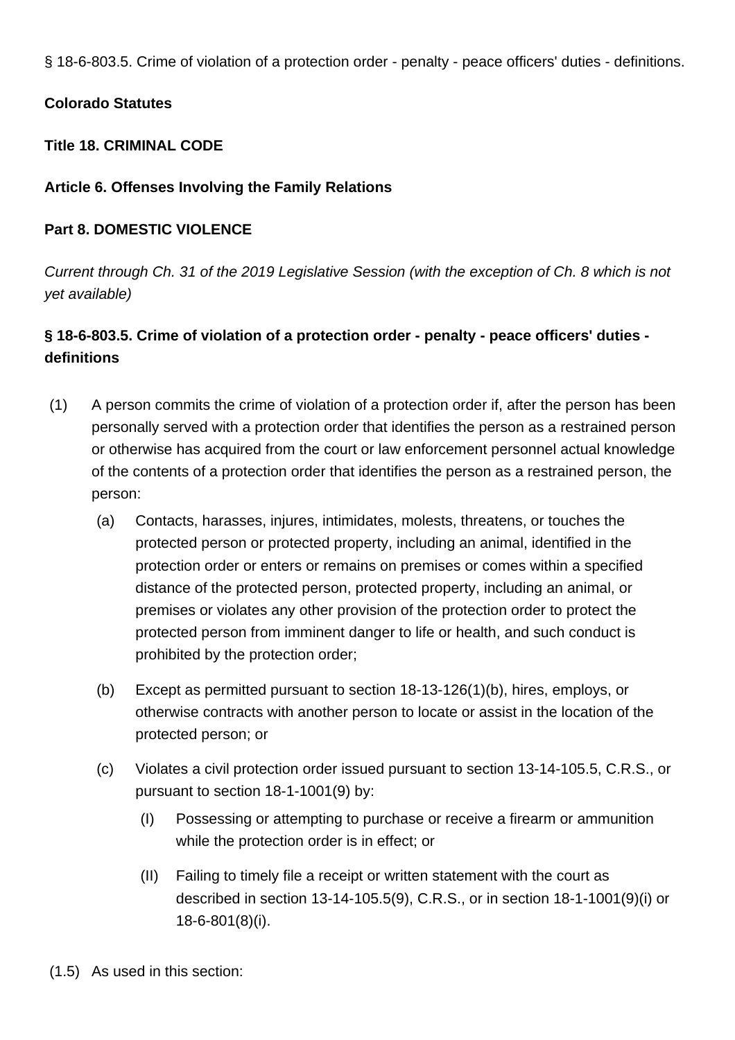§ 18-6-803.5. Crime of violation of a protection order - penalty - peace officers' duties - definitions.

**Colorado Statutes**

**Title 18. CRIMINAL CODE**

**Article 6. Offenses Involving the Family Relations**

**Part 8. DOMESTIC VIOLENCE**

*Current through Ch. 31 of the 2019 Legislative Session (with the exception of Ch. 8 which is not yet available)*

### § 18-6-803.5. Crime of violation of a protection order - penalty - peace officers' duties - definitions

(1) A person commits the crime of violation of a protection order if, after the person has been personally served with a protection order that identifies the person as a restrained person or otherwise has acquired from the court or law enforcement personnel actual knowledge of the contents of a protection order that identifies the person as a restrained person, the person:

- (a) Contacts, harasses, injures, intimidates, molests, threatens, or touches the protected person or protected property, including an animal, identified in the protection order or enters or remains on premises or comes within a specified distance of the protected person, protected property, including an animal, or premises or violates any other provision of the protection order to protect the protected person from imminent danger to life or health, and such conduct is prohibited by the protection order;

- (b) Except as permitted pursuant to section 18-13-126(1)(b), hires, employs, or otherwise contracts with another person to locate or assist in the location of the protected person; or

- (c) Violates a civil protection order issued pursuant to section 13-14-105.5, C.R.S., or pursuant to section 18-1-1001(9) by:

  - (I) Possessing or attempting to purchase or receive a firearm or ammunition while the protection order is in effect; or

  - (II) Failing to timely file a receipt or written statement with the court as described in section 13-14-105.5(9), C.R.S., or in section 18-1-1001(9)(i) or 18-6-801(8)(i).

(1.5) As used in this section: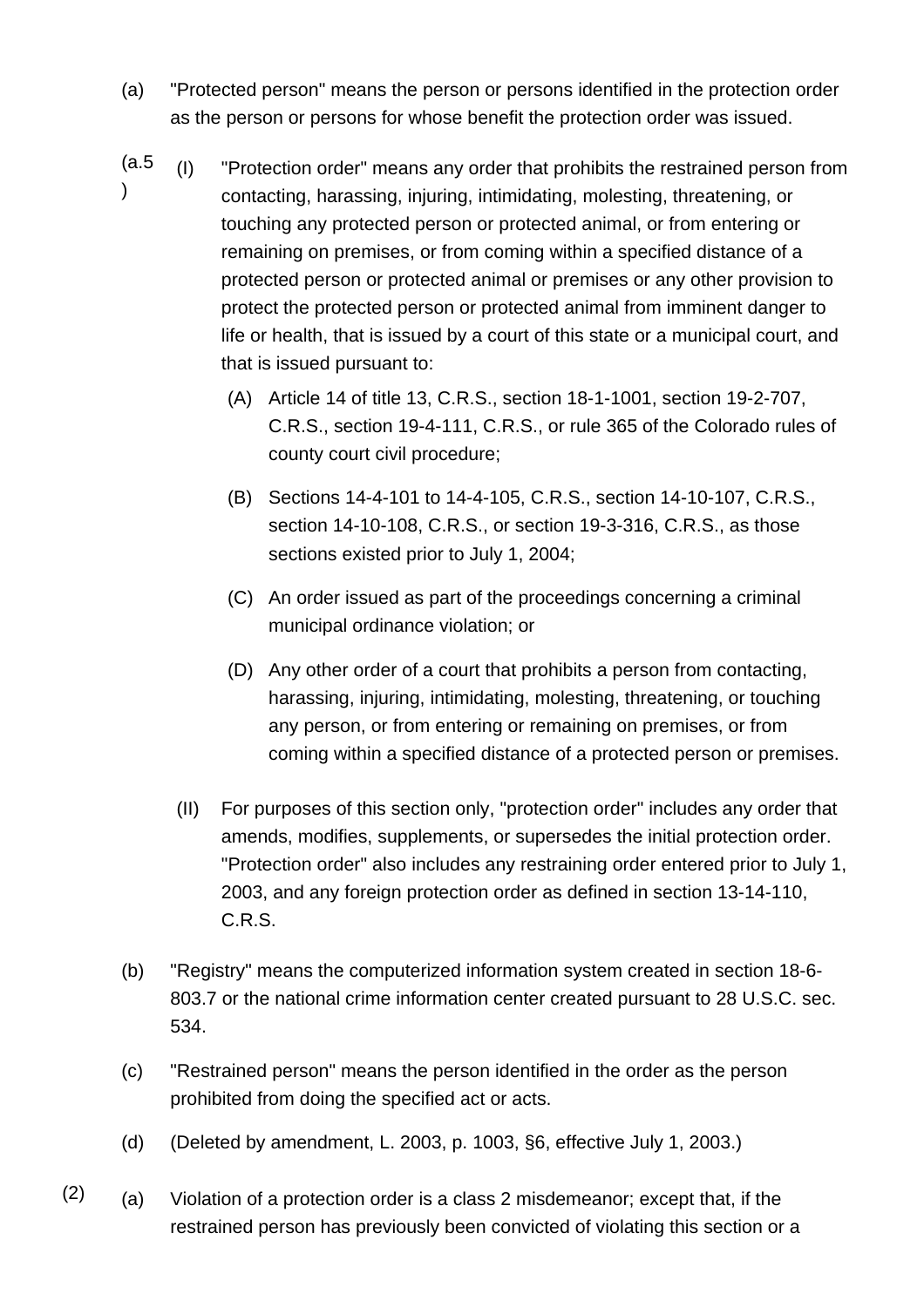(a) "Protected person" means the person or persons identified in the protection order as the person or persons for whose benefit the protection order was issued.

(a.5) (I) "Protection order" means any order that prohibits the restrained person from contacting, harassing, injuring, intimidating, molesting, threatening, or touching any protected person or protected animal, or from entering or remaining on premises, or from coming within a specified distance of a protected person or protected animal or premises or any other provision to protect the protected person or protected animal from imminent danger to life or health, that is issued by a court of this state or a municipal court, and that is issued pursuant to:

(A) Article 14 of title 13, C.R.S., section 18-1-1001, section 19-2-707, C.R.S., section 19-4-111, C.R.S., or rule 365 of the Colorado rules of county court civil procedure;

(B) Sections 14-4-101 to 14-4-105, C.R.S., section 14-10-107, C.R.S., section 14-10-108, C.R.S., or section 19-3-316, C.R.S., as those sections existed prior to July 1, 2004;

(C) An order issued as part of the proceedings concerning a criminal municipal ordinance violation; or

(D) Any other order of a court that prohibits a person from contacting, harassing, injuring, intimidating, molesting, threatening, or touching any person, or from entering or remaining on premises, or from coming within a specified distance of a protected person or premises.

(II) For purposes of this section only, "protection order" includes any order that amends, modifies, supplements, or supersedes the initial protection order. "Protection order" also includes any restraining order entered prior to July 1, 2003, and any foreign protection order as defined in section 13-14-110, C.R.S.

(b) "Registry" means the computerized information system created in section 18-6-803.7 or the national crime information center created pursuant to 28 U.S.C. sec. 534.

(c) "Restrained person" means the person identified in the order as the person prohibited from doing the specified act or acts.

(d) (Deleted by amendment, L. 2003, p. 1003, §6, effective July 1, 2003.)

(2) (a) Violation of a protection order is a class 2 misdemeanor; except that, if the restrained person has previously been convicted of violating this section or a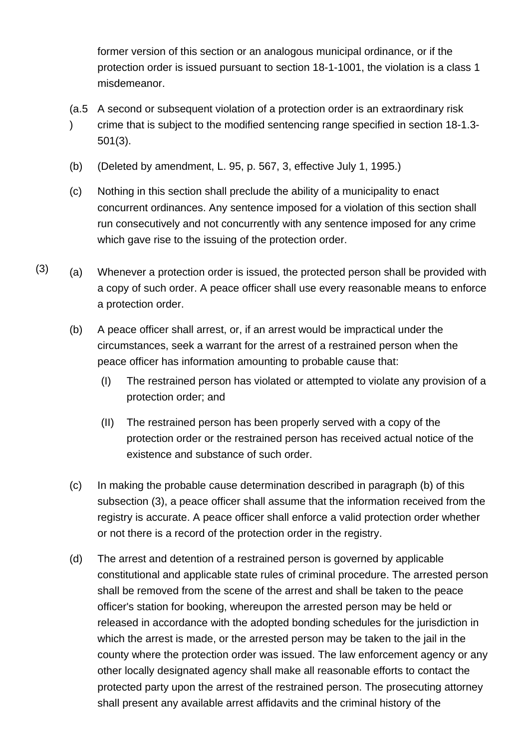former version of this section or an analogous municipal ordinance, or if the protection order is issued pursuant to section 18-1-1001, the violation is a class 1 misdemeanor.

(a.5) A second or subsequent violation of a protection order is an extraordinary risk crime that is subject to the modified sentencing range specified in section 18-1.3-501(3).

(b) (Deleted by amendment, L. 95, p. 567, 3, effective July 1, 1995.)

(c) Nothing in this section shall preclude the ability of a municipality to enact concurrent ordinances. Any sentence imposed for a violation of this section shall run consecutively and not concurrently with any sentence imposed for any crime which gave rise to the issuing of the protection order.

(3) (a) Whenever a protection order is issued, the protected person shall be provided with a copy of such order. A peace officer shall use every reasonable means to enforce a protection order.

(b) A peace officer shall arrest, or, if an arrest would be impractical under the circumstances, seek a warrant for the arrest of a restrained person when the peace officer has information amounting to probable cause that:

(I) The restrained person has violated or attempted to violate any provision of a protection order; and

(II) The restrained person has been properly served with a copy of the protection order or the restrained person has received actual notice of the existence and substance of such order.

(c) In making the probable cause determination described in paragraph (b) of this subsection (3), a peace officer shall assume that the information received from the registry is accurate. A peace officer shall enforce a valid protection order whether or not there is a record of the protection order in the registry.

(d) The arrest and detention of a restrained person is governed by applicable constitutional and applicable state rules of criminal procedure. The arrested person shall be removed from the scene of the arrest and shall be taken to the peace officer's station for booking, whereupon the arrested person may be held or released in accordance with the adopted bonding schedules for the jurisdiction in which the arrest is made, or the arrested person may be taken to the jail in the county where the protection order was issued. The law enforcement agency or any other locally designated agency shall make all reasonable efforts to contact the protected party upon the arrest of the restrained person. The prosecuting attorney shall present any available arrest affidavits and the criminal history of the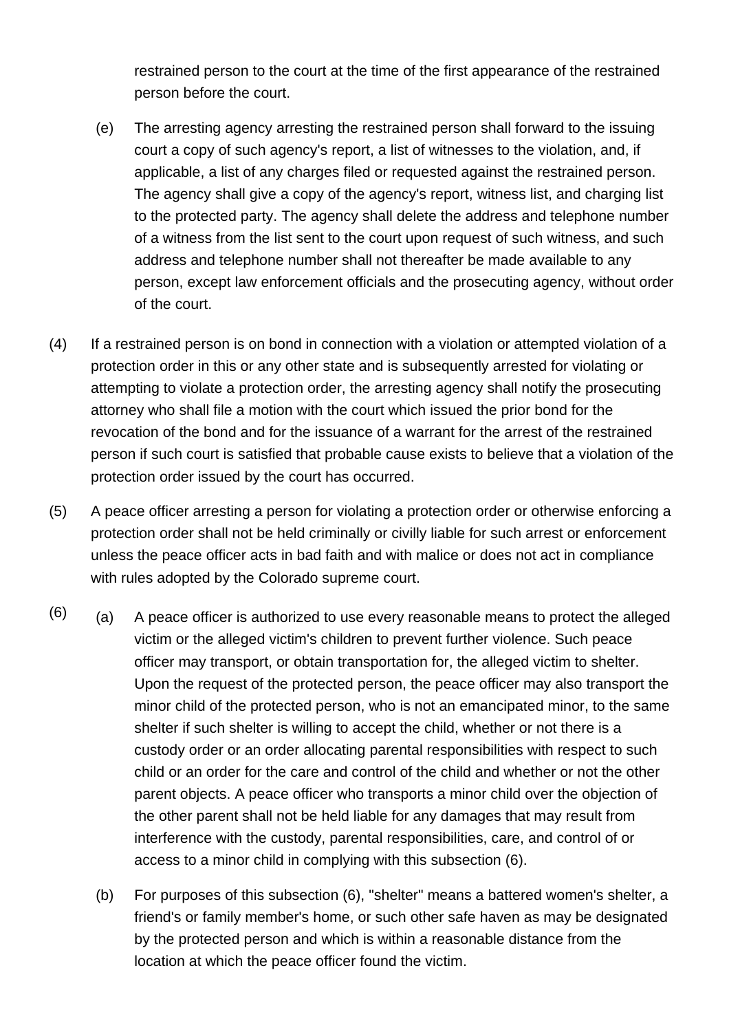restrained person to the court at the time of the first appearance of the restrained person before the court.

(e) The arresting agency arresting the restrained person shall forward to the issuing court a copy of such agency's report, a list of witnesses to the violation, and, if applicable, a list of any charges filed or requested against the restrained person. The agency shall give a copy of the agency's report, witness list, and charging list to the protected party. The agency shall delete the address and telephone number of a witness from the list sent to the court upon request of such witness, and such address and telephone number shall not thereafter be made available to any person, except law enforcement officials and the prosecuting agency, without order of the court.

(4) If a restrained person is on bond in connection with a violation or attempted violation of a protection order in this or any other state and is subsequently arrested for violating or attempting to violate a protection order, the arresting agency shall notify the prosecuting attorney who shall file a motion with the court which issued the prior bond for the revocation of the bond and for the issuance of a warrant for the arrest of the restrained person if such court is satisfied that probable cause exists to believe that a violation of the protection order issued by the court has occurred.

(5) A peace officer arresting a person for violating a protection order or otherwise enforcing a protection order shall not be held criminally or civilly liable for such arrest or enforcement unless the peace officer acts in bad faith and with malice or does not act in compliance with rules adopted by the Colorado supreme court.

(6) (a) A peace officer is authorized to use every reasonable means to protect the alleged victim or the alleged victim's children to prevent further violence. Such peace officer may transport, or obtain transportation for, the alleged victim to shelter. Upon the request of the protected person, the peace officer may also transport the minor child of the protected person, who is not an emancipated minor, to the same shelter if such shelter is willing to accept the child, whether or not there is a custody order or an order allocating parental responsibilities with respect to such child or an order for the care and control of the child and whether or not the other parent objects. A peace officer who transports a minor child over the objection of the other parent shall not be held liable for any damages that may result from interference with the custody, parental responsibilities, care, and control of or access to a minor child in complying with this subsection (6).

(b) For purposes of this subsection (6), "shelter" means a battered women's shelter, a friend's or family member's home, or such other safe haven as may be designated by the protected person and which is within a reasonable distance from the location at which the peace officer found the victim.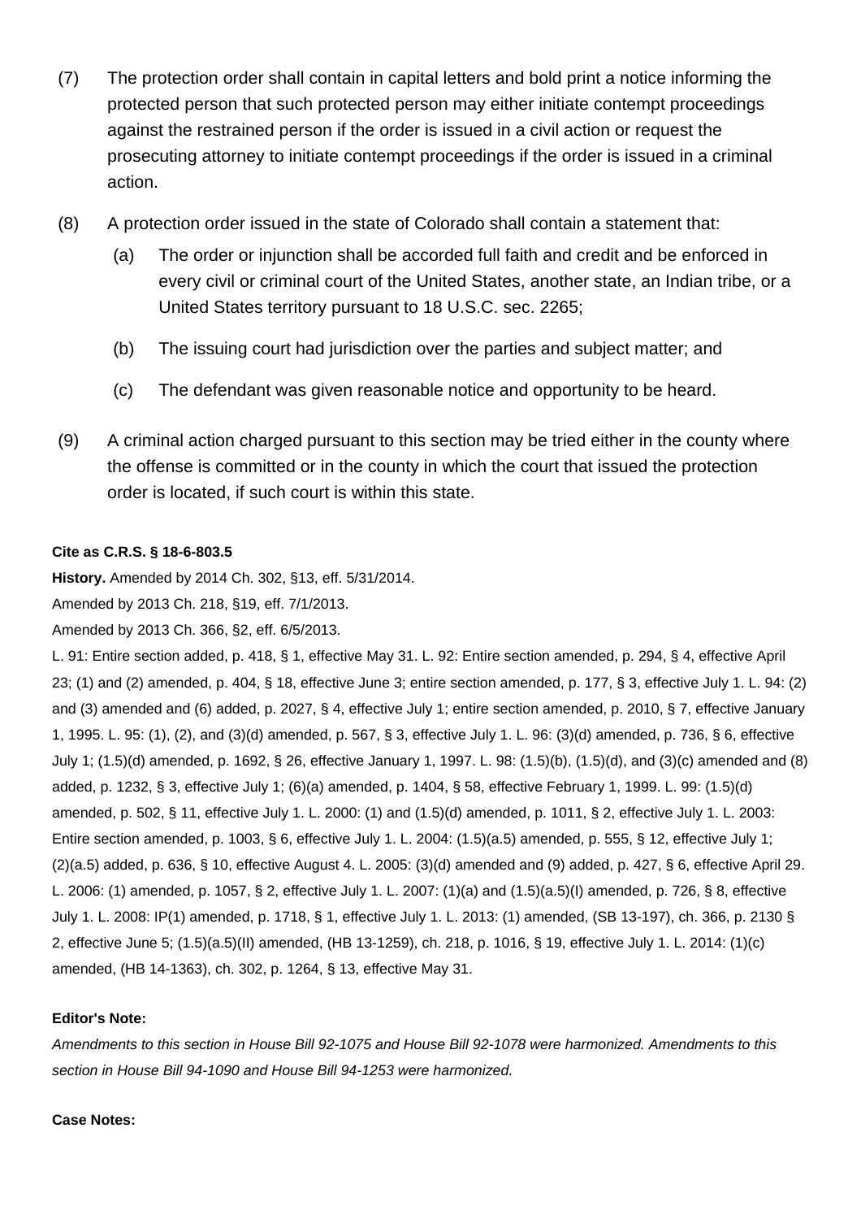(7) The protection order shall contain in capital letters and bold print a notice informing the protected person that such protected person may either initiate contempt proceedings against the restrained person if the order is issued in a civil action or request the prosecuting attorney to initiate contempt proceedings if the order is issued in a criminal action.

(8) A protection order issued in the state of Colorado shall contain a statement that:

(a) The order or injunction shall be accorded full faith and credit and be enforced in every civil or criminal court of the United States, another state, an Indian tribe, or a United States territory pursuant to 18 U.S.C. sec. 2265;

(b) The issuing court had jurisdiction over the parties and subject matter; and

(c) The defendant was given reasonable notice and opportunity to be heard.

(9) A criminal action charged pursuant to this section may be tried either in the county where the offense is committed or in the county in which the court that issued the protection order is located, if such court is within this state.

**Cite as C.R.S. § 18-6-803.5**

**History.** Amended by 2014 Ch. 302, §13, eff. 5/31/2014.

Amended by 2013 Ch. 218, §19, eff. 7/1/2013.

Amended by 2013 Ch. 366, §2, eff. 6/5/2013.

L. 91: Entire section added, p. 418, § 1, effective May 31. L. 92: Entire section amended, p. 294, § 4, effective April 23; (1) and (2) amended, p. 404, § 18, effective June 3; entire section amended, p. 177, § 3, effective July 1. L. 94: (2) and (3) amended and (6) added, p. 2027, § 4, effective July 1; entire section amended, p. 2010, § 7, effective January 1, 1995. L. 95: (1), (2), and (3)(d) amended, p. 567, § 3, effective July 1. L. 96: (3)(d) amended, p. 736, § 6, effective July 1; (1.5)(d) amended, p. 1692, § 26, effective January 1, 1997. L. 98: (1.5)(b), (1.5)(d), and (3)(c) amended and (8) added, p. 1232, § 3, effective July 1; (6)(a) amended, p. 1404, § 58, effective February 1, 1999. L. 99: (1.5)(d) amended, p. 502, § 11, effective July 1. L. 2000: (1) and (1.5)(d) amended, p. 1011, § 2, effective July 1. L. 2003: Entire section amended, p. 1003, § 6, effective July 1. L. 2004: (1.5)(a.5) amended, p. 555, § 12, effective July 1; (2)(a.5) added, p. 636, § 10, effective August 4. L. 2005: (3)(d) amended and (9) added, p. 427, § 6, effective April 29. L. 2006: (1) amended, p. 1057, § 2, effective July 1. L. 2007: (1)(a) and (1.5)(a.5)(I) amended, p. 726, § 8, effective July 1. L. 2008: IP(1) amended, p. 1718, § 1, effective July 1. L. 2013: (1) amended, (SB 13-197), ch. 366, p. 2130 § 2, effective June 5; (1.5)(a.5)(II) amended, (HB 13-1259), ch. 218, p. 1016, § 19, effective July 1. L. 2014: (1)(c) amended, (HB 14-1363), ch. 302, p. 1264, § 13, effective May 31.

**Editor's Note:**

*Amendments to this section in House Bill 92-1075 and House Bill 92-1078 were harmonized. Amendments to this section in House Bill 94-1090 and House Bill 94-1253 were harmonized.*

**Case Notes:**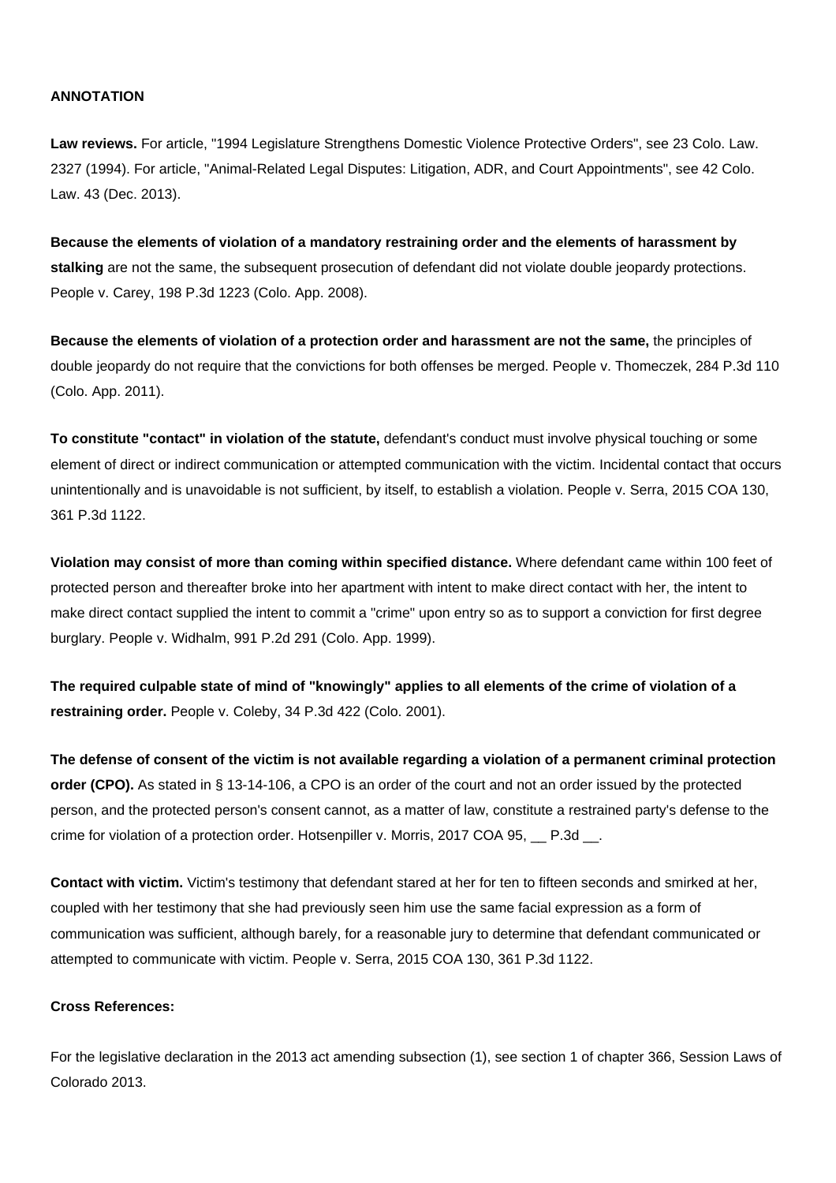**ANNOTATION**

**Law reviews.** For article, "1994 Legislature Strengthens Domestic Violence Protective Orders", see 23 Colo. Law. 2327 (1994). For article, "Animal-Related Legal Disputes: Litigation, ADR, and Court Appointments", see 42 Colo. Law. 43 (Dec. 2013).

**Because the elements of violation of a mandatory restraining order and the elements of harassment by stalking** are not the same, the subsequent prosecution of defendant did not violate double jeopardy protections. People v. Carey, 198 P.3d 1223 (Colo. App. 2008).

**Because the elements of violation of a protection order and harassment are not the same,** the principles of double jeopardy do not require that the convictions for both offenses be merged. People v. Thomeczek, 284 P.3d 110 (Colo. App. 2011).

**To constitute "contact" in violation of the statute,** defendant's conduct must involve physical touching or some element of direct or indirect communication or attempted communication with the victim. Incidental contact that occurs unintentionally and is unavoidable is not sufficient, by itself, to establish a violation. People v. Serra, 2015 COA 130, 361 P.3d 1122.

**Violation may consist of more than coming within specified distance.** Where defendant came within 100 feet of protected person and thereafter broke into her apartment with intent to make direct contact with her, the intent to make direct contact supplied the intent to commit a "crime" upon entry so as to support a conviction for first degree burglary. People v. Widhalm, 991 P.2d 291 (Colo. App. 1999).

**The required culpable state of mind of "knowingly" applies to all elements of the crime of violation of a restraining order.** People v. Coleby, 34 P.3d 422 (Colo. 2001).

**The defense of consent of the victim is not available regarding a violation of a permanent criminal protection order (CPO).** As stated in § 13-14-106, a CPO is an order of the court and not an order issued by the protected person, and the protected person's consent cannot, as a matter of law, constitute a restrained party's defense to the crime for violation of a protection order. Hotsenpiller v. Morris, 2017 COA 95, __ P.3d __.

**Contact with victim.** Victim's testimony that defendant stared at her for ten to fifteen seconds and smirked at her, coupled with her testimony that she had previously seen him use the same facial expression as a form of communication was sufficient, although barely, for a reasonable jury to determine that defendant communicated or attempted to communicate with victim. People v. Serra, 2015 COA 130, 361 P.3d 1122.

**Cross References:**

For the legislative declaration in the 2013 act amending subsection (1), see section 1 of chapter 366, Session Laws of Colorado 2013.